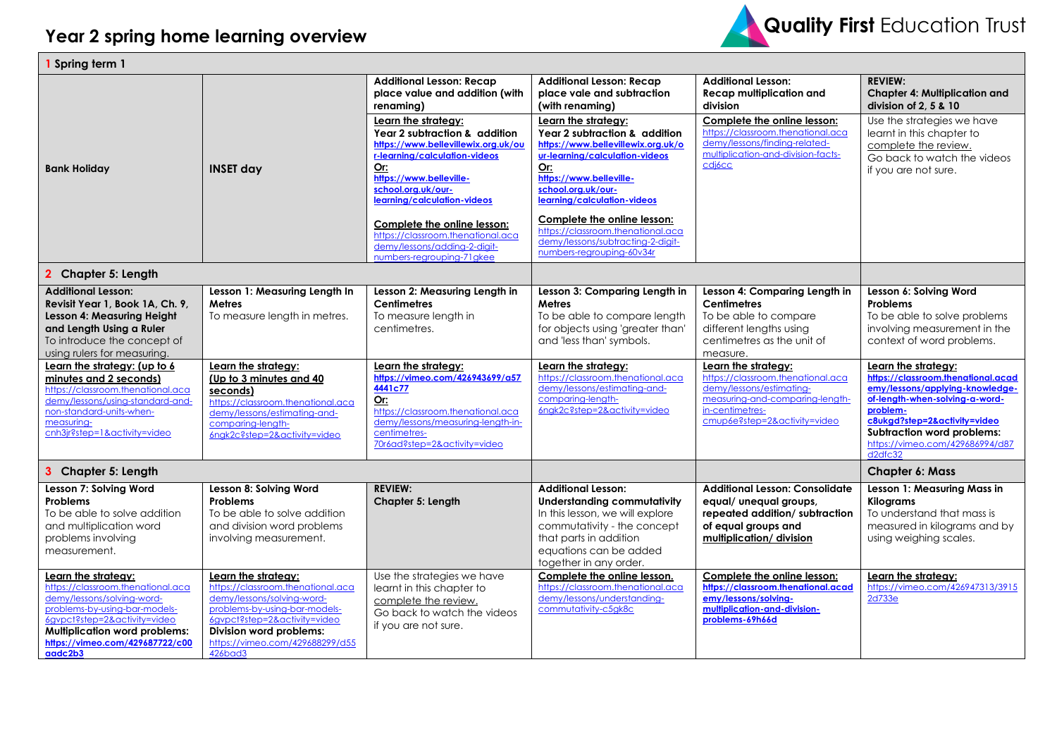# Year 2 spring home learning overview

Quality First Education Trust

| 1 Spring term 1 | | | | | |
|---|---|---|---|---|---|
| Bank Holiday | INSET day | **Additional Lesson: Recap place value and addition (with renaming)** | **Additional Lesson: Recap place vale and subtraction (with renaming)** | **Additional Lesson: Recap multiplication and division** | **REVIEW: Chapter 4: Multiplication and division of 2, 5 & 10** |
| | | **Learn the strategy:** **Year 2 subtraction & addition** https://www.bellevillewix.org.uk/our-learning/calculation-videos **Or:** https://www.belleville-school.org.uk/our-learning/calculation-videos **Complete the online lesson:** https://classroom.thenational.academy/lessons/adding-2-digit-numbers-regrouping-71gkee | **Learn the strategy:** **Year 2 subtraction & addition** https://www.bellevillewix.org.uk/our-learning/calculation-videos **Or:** https://www.belleville-school.org.uk/our-learning/calculation-videos **Complete the online lesson:** https://classroom.thenational.academy/lessons/subtracting-2-digit-numbers-regrouping-60v34r | **Complete the online lesson:** https://classroom.thenational.academy/lessons/finding-related-multiplication-and-division-facts-cdj6cc | Use the strategies we have learnt in this chapter to complete the review. Go back to watch the videos if you are not sure. |
| **2 Chapter 5: Length** | | | | | |
| **Additional Lesson: Revisit Year 1, Book 1A, Ch. 9, Lesson 4: Measuring Height and Length Using a Ruler** To introduce the concept of using rulers for measuring. | **Lesson 1: Measuring Length In Metres** To measure length in metres. | **Lesson 2: Measuring Length in Centimetres** To measure length in centimetres. | **Lesson 3: Comparing Length in Metres** To be able to compare length for objects using 'greater than' and 'less than' symbols. | **Lesson 4: Comparing Length in Centimetres** To be able to compare different lengths using centimetres as the unit of measure. | **Lesson 6: Solving Word Problems** To be able to solve problems involving measurement in the context of word problems. |
| **Learn the strategy: (up to 6 minutes and 2 seconds)** https://classroom.thenational.academy/lessons/using-standard-and-non-standard-units-when-measuring-cnh3jr?step=1&activity=video | **Learn the strategy: (Up to 3 minutes and 40 seconds)** https://classroom.thenational.academy/lessons/estimating-and-comparing-length-6ngk2c?step=2&activity=video | **Learn the strategy:** https://vimeo.com/426943699/a574441c77 **Or:** https://classroom.thenational.academy/lessons/measuring-length-in-centimetres-70r6ad?step=2&activity=video | **Learn the strategy:** https://classroom.thenational.academy/lessons/estimating-and-comparing-length-6ngk2c?step=2&activity=video | **Learn the strategy:** https://classroom.thenational.academy/lessons/estimating-measuring-and-comparing-length-in-centimetres-cmup6e?step=2&activity=video | **Learn the strategy:** https://classroom.thenational.academy/lessons/applying-knowledge-of-length-when-solving-a-word-problem-c8ukgd?step=2&activity=video **Subtraction word problems:** https://vimeo.com/429686994/d87d2dfc32 |
| **3 Chapter 5: Length** | | | | | **Chapter 6: Mass** |
| **Lesson 7: Solving Word Problems** To be able to solve addition and multiplication word problems involving measurement. | **Lesson 8: Solving Word Problems** To be able to solve addition and division word problems involving measurement. | **REVIEW: Chapter 5: Length** | **Additional Lesson: Understanding commutativity** In this lesson, we will explore commutativity - the concept that parts in addition equations can be added together in any order. | **Additional Lesson: Consolidate equal/ unequal groups, repeated addition/ subtraction of equal groups and multiplication/ division** | **Lesson 1: Measuring Mass in Kilograms** To understand that mass is measured in kilograms and by using weighing scales. |
| **Learn the strategy:** https://classroom.thenational.academy/lessons/solving-word-problems-by-using-bar-models-6gvpct?step=2&activity=video **Multiplication word problems:** https://vimeo.com/429687722/c00aadc2b3 | **Learn the strategy:** https://classroom.thenational.academy/lessons/solving-word-problems-by-using-bar-models-6gvpct?step=2&activity=video **Division word problems:** https://vimeo.com/429688299/d55426bad3 | Use the strategies we have learnt in this chapter to complete the review. Go back to watch the videos if you are not sure. | **Complete the online lesson.** https://classroom.thenational.academy/lessons/understanding-commutativity-c5gk8c | **Complete the online lesson:** https://classroom.thenational.academy/lessons/solving-multiplication-and-division-problems-69h66d | **Learn the strategy:** https://vimeo.com/426947313/39152d733e |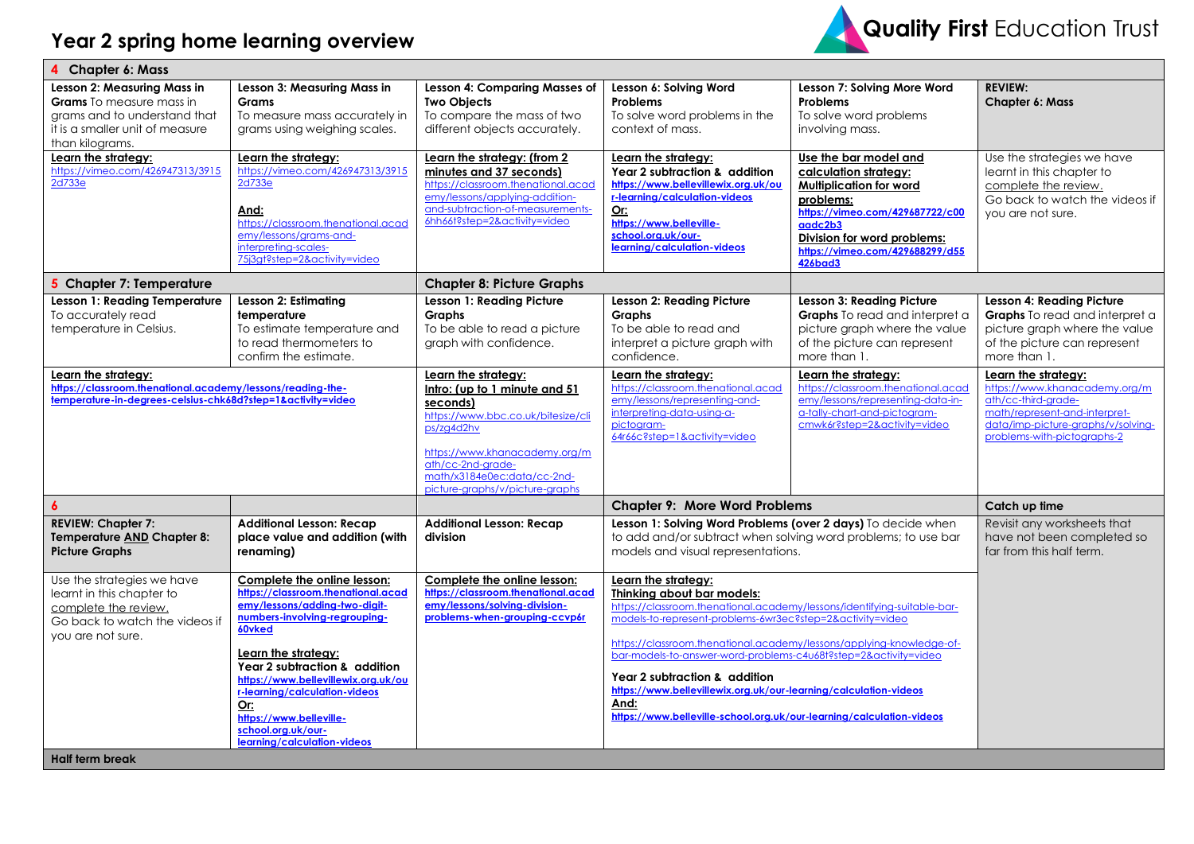# Year 2 spring home learning overview

Quality First Education Trust

| **4 Chapter 6: Mass** | | | | | |
|---|---|---|---|---|---|
| **Lesson 2: Measuring Mass in Grams** To measure mass in grams and to understand that it is a smaller unit of measure than kilograms. | **Lesson 3: Measuring Mass in Grams** To measure mass accurately in grams using weighing scales. | **Lesson 4: Comparing Masses of Two Objects** To compare the mass of two different objects accurately. | **Lesson 6: Solving Word Problems** To solve word problems in the context of mass. | **Lesson 7: Solving More Word Problems** To solve word problems involving mass. | **REVIEW: Chapter 6: Mass** |
| **Learn the strategy:** https://vimeo.com/426947313/39152d733e | **Learn the strategy:** https://vimeo.com/426947313/39152d733e **And:** https://classroom.thenational.academy/lessons/grams-and-interpreting-scales-75j3gt?step=2&activity=video | **Learn the strategy: (from 2 minutes and 37 seconds)** https://classroom.thenational.academy/lessons/applying-addition-and-subtraction-of-measurements-6hh66t?step=2&activity=video | **Learn the strategy: Year 2 subtraction & addition** https://www.bellevillewix.org.uk/our-learning/calculation-videos **Or:** https://www.belleville-school.org.uk/our-learning/calculation-videos | **Use the bar model and calculation strategy: Multiplication for word problems:** https://vimeo.com/429687722/c00aadc2b3 **Division for word problems:** https://vimeo.com/429688299/d55426bad3 | Use the strategies we have learnt in this chapter to complete the review. Go back to watch the videos if you are not sure. |
| **5 Chapter 7: Temperature** | | **Chapter 8: Picture Graphs** | | | |
| **Lesson 1: Reading Temperature** To accurately read temperature in Celsius. | **Lesson 2: Estimating temperature** To estimate temperature and to read thermometers to confirm the estimate. | **Lesson 1: Reading Picture Graphs** To be able to read a picture graph with confidence. | **Lesson 2: Reading Picture Graphs** To be able to read and interpret a picture graph with confidence. | **Lesson 3: Reading Picture Graphs** To read and interpret a picture graph where the value of the picture can represent more than 1. | **Lesson 4: Reading Picture Graphs** To read and interpret a picture graph where the value of the picture can represent more than 1. |
| **Learn the strategy:** https://classroom.thenational.academy/lessons/reading-the-temperature-in-degrees-celsius-chk68d?step=1&activity=video | | **Learn the strategy: Intro: (up to 1 minute and 51 seconds)** https://www.bbc.co.uk/bitesize/clips/zg4d2hv https://www.khanacademy.org/math/cc-2nd-grade-math/x3184e0ec:data/cc-2nd-picture-graphs/v/picture-graphs | **Learn the strategy:** https://classroom.thenational.academy/lessons/representing-and-interpreting-data-using-a-pictogram-64r66c?step=1&activity=video | **Learn the strategy:** https://classroom.thenational.academy/lessons/representing-data-in-a-tally-chart-and-pictogram-cmwk6r?step=2&activity=video | **Learn the strategy:** https://www.khanacademy.org/math/cc-third-grade-math/represent-and-interpret-data/imp-picture-graphs/v/solving-problems-with-pictographs-2 |
| **6** | | | **Chapter 9: More Word Problems** | | **Catch up time** |
| **REVIEW: Chapter 7: Temperature AND Chapter 8: Picture Graphs** | **Additional Lesson: Recap place value and addition (with renaming)** | **Additional Lesson: Recap division** | **Lesson 1: Solving Word Problems (over 2 days)** To decide when to add and/or subtract when solving word problems; to use bar models and visual representations. | | Revisit any worksheets that have not been completed so far from this half term. |
| Use the strategies we have learnt in this chapter to complete the review. Go back to watch the videos if you are not sure. | **Complete the online lesson:** https://classroom.thenational.academy/lessons/adding-two-digit-numbers-involving-regrouping-60vked **Learn the strategy: Year 2 subtraction & addition** https://www.bellevillewix.org.uk/our-learning/calculation-videos **Or:** https://www.belleville-school.org.uk/our-learning/calculation-videos | **Complete the online lesson:** https://classroom.thenational.academy/lessons/solving-division-problems-when-grouping-ccvp6r | **Learn the strategy: Thinking about bar models:** https://classroom.thenational.academy/lessons/identifying-suitable-bar-models-to-represent-problems-6wr3ec?step=2&activity=video https://classroom.thenational.academy/lessons/applying-knowledge-of-bar-models-to-answer-word-problems-c4u68t?step=2&activity=video **Year 2 subtraction & addition** https://www.bellevillewix.org.uk/our-learning/calculation-videos **And:** https://www.belleville-school.org.uk/our-learning/calculation-videos | | |
| **Half term break** | | | | | |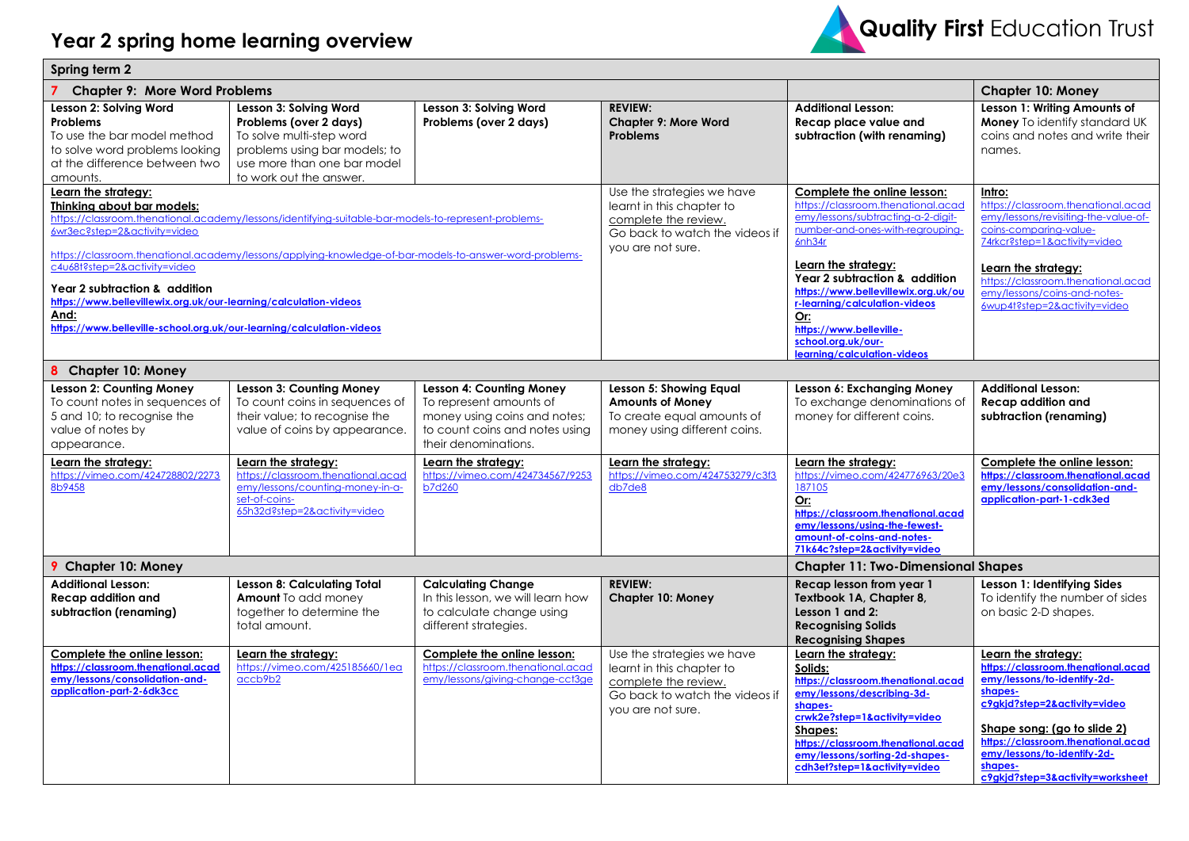# Year 2 spring home learning overview

Quality First Education Trust

| Spring term 2 | | | | | |
|---|---|---|---|---|---|
| **7 Chapter 9: More Word Problems** | | | | | **Chapter 10: Money** |
| **Lesson 2: Solving Word Problems** To use the bar model method to solve word problems looking at the difference between two amounts. | **Lesson 3: Solving Word Problems (over 2 days)** To solve multi-step word problems using bar models; to use more than one bar model to work out the answer. | **Lesson 3: Solving Word Problems (over 2 days)** | **REVIEW: Chapter 9: More Word Problems** | **Additional Lesson: Recap place value and subtraction (with renaming)** | **Lesson 1: Writing Amounts of Money** To identify standard UK coins and notes and write their names. |
| **Learn the strategy:** **Thinking about bar models:** https://classroom.thenational.academy/lessons/identifying-suitable-bar-models-to-represent-problems-6wr3ec?step=2&activity=video https://classroom.thenational.academy/lessons/applying-knowledge-of-bar-models-to-answer-word-problems-c4u68t?step=2&activity=video **Year 2 subtraction & addition** https://www.bellevillewix.org.uk/our-learning/calculation-videos **And:** https://www.belleville-school.org.uk/our-learning/calculation-videos | | | Use the strategies we have learnt in this chapter to complete the review. Go back to watch the videos if you are not sure. | **Complete the online lesson:** https://classroom.thenational.academy/lessons/subtracting-a-2-digit-number-and-ones-with-regrouping-6nh34r **Learn the strategy:** **Year 2 subtraction & addition** https://www.bellevillewix.org.uk/our-learning/calculation-videos **Or:** https://www.belleville-school.org.uk/our-learning/calculation-videos | **Intro:** https://classroom.thenational.academy/lessons/revisiting-the-value-of-coins-comparing-value-74rkcr?step=1&activity=video **Learn the strategy:** https://classroom.thenational.academy/lessons/coins-and-notes-6wup4t?step=2&activity=video |
| **8 Chapter 10: Money** | | | | | |
| **Lesson 2: Counting Money** To count notes in sequences of 5 and 10; to recognise the value of notes by appearance. | **Lesson 3: Counting Money** To count coins in sequences of their value; to recognise the value of coins by appearance. | **Lesson 4: Counting Money** To represent amounts of money using coins and notes; to count coins and notes using their denominations. | **Lesson 5: Showing Equal Amounts of Money** To create equal amounts of money using different coins. | **Lesson 6: Exchanging Money** To exchange denominations of money for different coins. | **Additional Lesson: Recap addition and subtraction (renaming)** |
| **Learn the strategy:** https://vimeo.com/424728802/22738b9458 | **Learn the strategy:** https://classroom.thenational.academy/lessons/counting-money-in-a-set-of-coins-65h32d?step=2&activity=video | **Learn the strategy:** https://vimeo.com/424734567/9253b7d260 | **Learn the strategy:** https://vimeo.com/424753279/c3f3db7de8 | **Learn the strategy:** https://vimeo.com/424776963/20e3187105 **Or:** https://classroom.thenational.academy/lessons/using-the-fewest-amount-of-coins-and-notes-71k64c?step=2&activity=video | **Complete the online lesson:** https://classroom.thenational.academy/lessons/consolidation-and-application-part-1-cdk3ed |
| **9 Chapter 10: Money** | | | | **Chapter 11: Two-Dimensional Shapes** | |
| **Additional Lesson: Recap addition and subtraction (renaming)** | **Lesson 8: Calculating Total Amount** To add money together to determine the total amount. | **Calculating Change** In this lesson, we will learn how to calculate change using different strategies. | **REVIEW: Chapter 10: Money** | **Recap lesson from year 1 Textbook 1A, Chapter 8, Lesson 1 and 2: Recognising Solids Recognising Shapes** | **Lesson 1: Identifying Sides** To identify the number of sides on basic 2-D shapes. |
| **Complete the online lesson:** https://classroom.thenational.academy/lessons/consolidation-and-application-part-2-6dk3cc | **Learn the strategy:** https://vimeo.com/425185660/1eaaccb9b2 | **Complete the online lesson:** https://classroom.thenational.academy/lessons/giving-change-cct3ge | Use the strategies we have learnt in this chapter to complete the review. Go back to watch the videos if you are not sure. | **Learn the strategy:** **Solids:** https://classroom.thenational.academy/lessons/describing-3d-shapes-crwk2e?step=1&activity=video **Shapes:** https://classroom.thenational.academy/lessons/sorting-2d-shapes-cdh3et?step=1&activity=video | **Learn the strategy:** https://classroom.thenational.academy/lessons/to-identify-2d-shapes-c9gkjd?step=2&activity=video **Shape song: (go to slide 2)** https://classroom.thenational.academy/lessons/to-identify-2d-shapes-c9gkjd?step=3&activity=worksheet |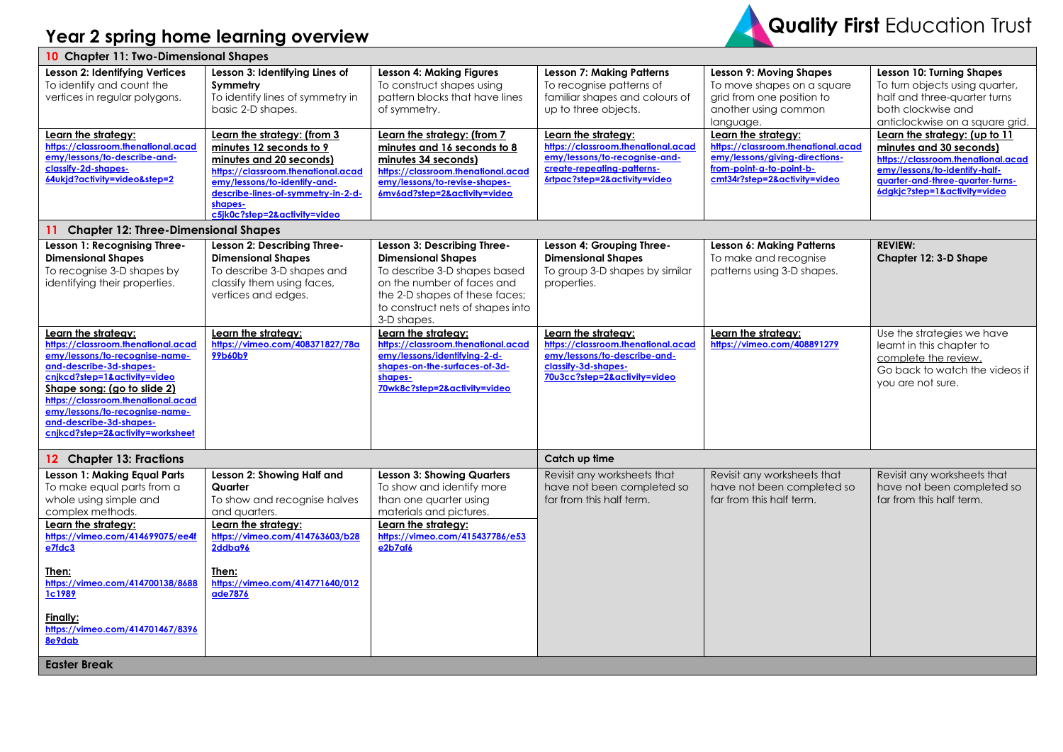# Year 2 spring home learning overview

Quality First Education Trust

| | | | | | |
|---|---|---|---|---|---|
| **10 Chapter 11: Two-Dimensional Shapes** | | | | | |
| **Lesson 2: Identifying Vertices** To identify and count the vertices in regular polygons. | **Lesson 3: Identifying Lines of Symmetry** To identify lines of symmetry in basic 2-D shapes. | **Lesson 4: Making Figures** To construct shapes using pattern blocks that have lines of symmetry. | **Lesson 7: Making Patterns** To recognise patterns of familiar shapes and colours of up to three objects. | **Lesson 9: Moving Shapes** To move shapes on a square grid from one position to another using common language. | **Lesson 10: Turning Shapes** To turn objects using quarter, half and three-quarter turns both clockwise and anticlockwise on a square grid. |
| **Learn the strategy:** https://classroom.thenational.academy/lessons/to-describe-and-classify-2d-shapes-64ukjd?activity=video&step=2 | **Learn the strategy: (from 3 minutes 12 seconds to 9 minutes and 20 seconds)** https://classroom.thenational.academy/lessons/to-identify-and-describe-lines-of-symmetry-in-2-d-shapes-c5jk0c?step=2&activity=video | **Learn the strategy: (from 7 minutes and 16 seconds to 8 minutes 34 seconds)** https://classroom.thenational.academy/lessons/to-revise-shapes-6mv6ad?step=2&activity=video | **Learn the strategy:** https://classroom.thenational.academy/lessons/to-recognise-and-create-repeating-patterns-6rtpac?step=2&activity=video | **Learn the strategy:** https://classroom.thenational.academy/lessons/giving-directions-from-point-a-to-point-b-cmt34r?step=2&activity=video | **Learn the strategy: (up to 11 minutes and 30 seconds)** https://classroom.thenational.academy/lessons/to-identify-half-quarter-and-three-quarter-turns-6dgkjc?step=1&activity=video |
| **11 Chapter 12: Three-Dimensional Shapes** | | | | | |
| **Lesson 1: Recognising Three-Dimensional Shapes** To recognise 3-D shapes by identifying their properties. | **Lesson 2: Describing Three-Dimensional Shapes** To describe 3-D shapes and classify them using faces, vertices and edges. | **Lesson 3: Describing Three-Dimensional Shapes** To describe 3-D shapes based on the number of faces and the 2-D shapes of these faces; to construct nets of shapes into 3-D shapes. | **Lesson 4: Grouping Three-Dimensional Shapes** To group 3-D shapes by similar properties. | **Lesson 6: Making Patterns** To make and recognise patterns using 3-D shapes. | **REVIEW: Chapter 12: 3-D Shape** |
| **Learn the strategy:** https://classroom.thenational.academy/lessons/to-recognise-name-and-describe-3d-shapes-cnjkcd?step=1&activity=video **Shape song: (go to slide 2)** https://classroom.thenational.academy/lessons/to-recognise-name-and-describe-3d-shapes-cnjkcd?step=2&activity=worksheet | **Learn the strategy:** https://vimeo.com/408371827/78a99b60b9 | **Learn the strategy:** https://classroom.thenational.academy/lessons/identifying-2-d-shapes-on-the-surfaces-of-3d-shapes-70wk8c?step=2&activity=video | **Learn the strategy:** https://classroom.thenational.academy/lessons/to-describe-and-classify-3d-shapes-70u3cc?step=2&activity=video | **Learn the strategy:** https://vimeo.com/408891279 | Use the strategies we have learnt in this chapter to complete the review. Go back to watch the videos if you are not sure. |
| **12 Chapter 13: Fractions** | | | **Catch up time** | | |
| **Lesson 1: Making Equal Parts** To make equal parts from a whole using simple and complex methods. | **Lesson 2: Showing Half and Quarter** To show and recognise halves and quarters. | **Lesson 3: Showing Quarters** To show and identify more than one quarter using materials and pictures. | Revisit any worksheets that have not been completed so far from this half term. | Revisit any worksheets that have not been completed so far from this half term. | Revisit any worksheets that have not been completed so far from this half term. |
| **Learn the strategy:** https://vimeo.com/414699075/ee4fe7fdc3 **Then:** https://vimeo.com/414700138/86881c1989 **Finally:** https://vimeo.com/414701467/83968e9dab | **Learn the strategy:** https://vimeo.com/414763603/b282ddba96 **Then:** https://vimeo.com/414771640/012ade7876 | **Learn the strategy:** https://vimeo.com/415437786/e53e2b7af6 | | | |
| **Easter Break** | | | | | |